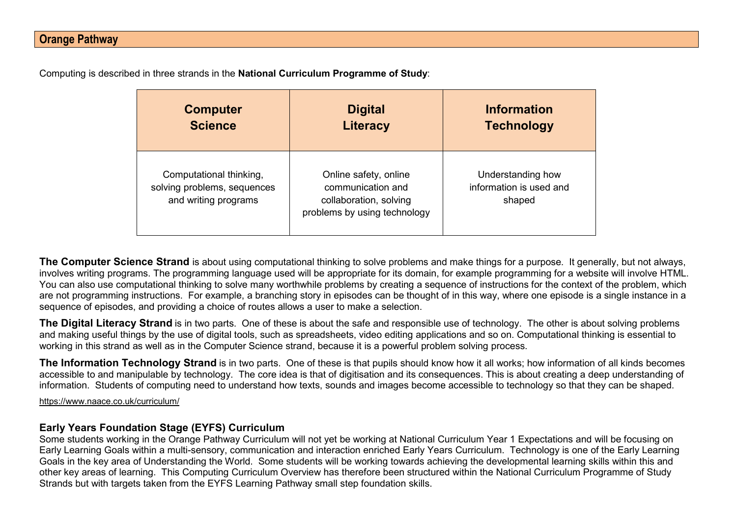## Orange Pathway

Computing is described in three strands in the **National Curriculum Programme of Study**:

| Computer Science | Digital Literacy | Information Technology |
|---|---|---|
| Computational thinking, solving problems, sequences and writing programs | Online safety, online communication and collaboration, solving problems by using technology | Understanding how information is used and shaped |

**The Computer Science Strand** is about using computational thinking to solve problems and make things for a purpose. It generally, but not always, involves writing programs. The programming language used will be appropriate for its domain, for example programming for a website will involve HTML. You can also use computational thinking to solve many worthwhile problems by creating a sequence of instructions for the context of the problem, which are not programming instructions. For example, a branching story in episodes can be thought of in this way, where one episode is a single instance in a sequence of episodes, and providing a choice of routes allows a user to make a selection.

**The Digital Literacy Strand** is in two parts. One of these is about the safe and responsible use of technology. The other is about solving problems and making useful things by the use of digital tools, such as spreadsheets, video editing applications and so on. Computational thinking is essential to working in this strand as well as in the Computer Science strand, because it is a powerful problem solving process.

**The Information Technology Strand** is in two parts. One of these is that pupils should know how it all works; how information of all kinds becomes accessible to and manipulable by technology. The core idea is that of digitisation and its consequences. This is about creating a deep understanding of information. Students of computing need to understand how texts, sounds and images become accessible to technology so that they can be shaped.

https://www.naace.co.uk/curriculum/

### Early Years Foundation Stage (EYFS) Curriculum

Some students working in the Orange Pathway Curriculum will not yet be working at National Curriculum Year 1 Expectations and will be focusing on Early Learning Goals within a multi-sensory, communication and interaction enriched Early Years Curriculum. Technology is one of the Early Learning Goals in the key area of Understanding the World. Some students will be working towards achieving the developmental learning skills within this and other key areas of learning. This Computing Curriculum Overview has therefore been structured within the National Curriculum Programme of Study Strands but with targets taken from the EYFS Learning Pathway small step foundation skills.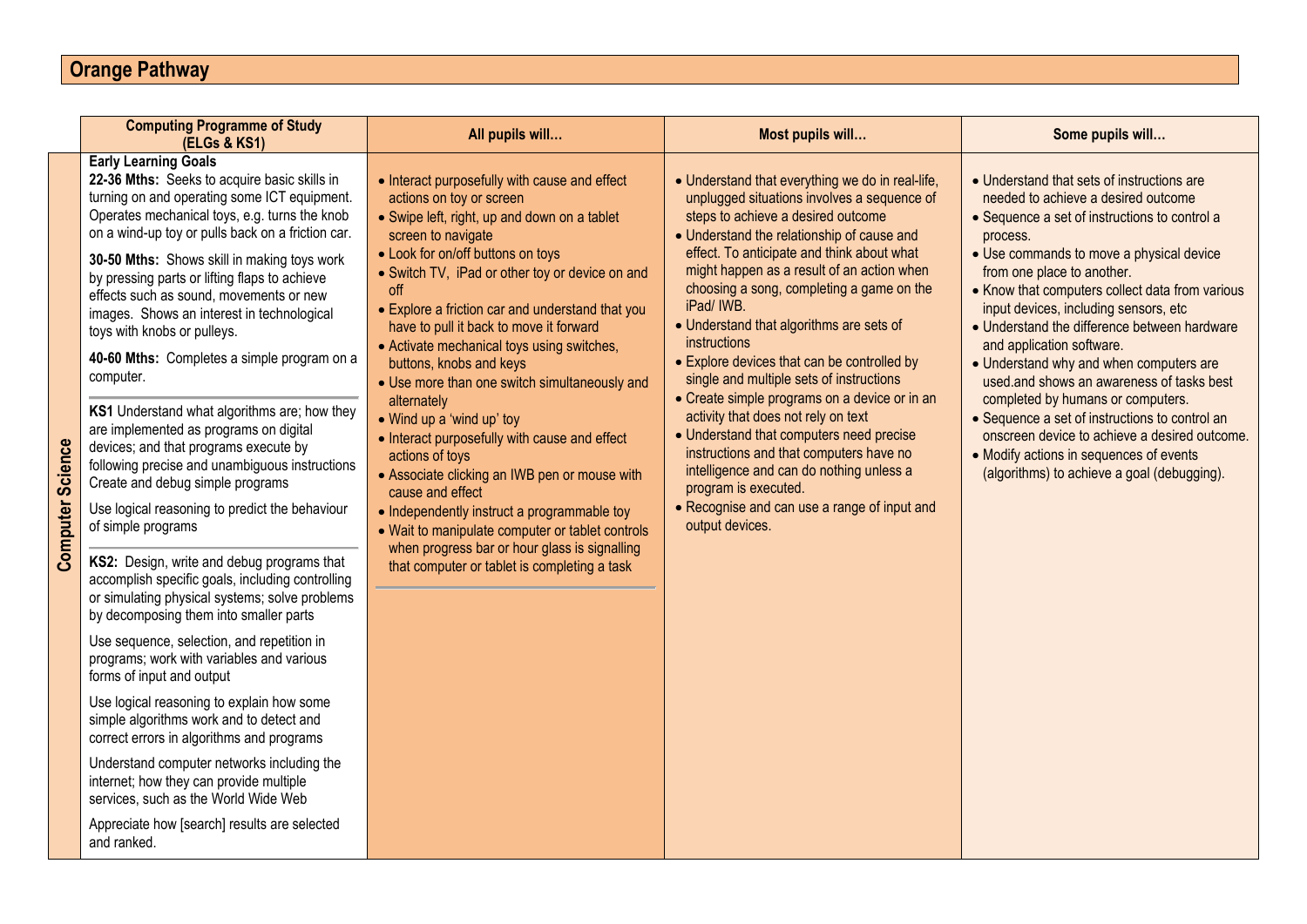## Orange Pathway

| | Computing Programme of Study (ELGs & KS1) | All pupils will… | Most pupils will… | Some pupils will… |
|---|---|---|---|---|
| **Computer Science** | **Early Learning Goals**<br>**22-36 Mths:** Seeks to acquire basic skills in turning on and operating some ICT equipment. Operates mechanical toys, e.g. turns the knob on a wind-up toy or pulls back on a friction car.<br><br>**30-50 Mths:** Shows skill in making toys work by pressing parts or lifting flaps to achieve effects such as sound, movements or new images. Shows an interest in technological toys with knobs or pulleys.<br><br>**40-60 Mths:** Completes a simple program on a computer.<br><br>**KS1** Understand what algorithms are; how they are implemented as programs on digital devices; and that programs execute by following precise and unambiguous instructions Create and debug simple programs<br><br>Use logical reasoning to predict the behaviour of simple programs<br><br>**KS2:** Design, write and debug programs that accomplish specific goals, including controlling or simulating physical systems; solve problems by decomposing them into smaller parts<br><br>Use sequence, selection, and repetition in programs; work with variables and various forms of input and output<br><br>Use logical reasoning to explain how some simple algorithms work and to detect and correct errors in algorithms and programs<br><br>Understand computer networks including the internet; how they can provide multiple services, such as the World Wide Web<br><br>Appreciate how [search] results are selected and ranked. | • Interact purposefully with cause and effect actions on toy or screen<br>• Swipe left, right, up and down on a tablet screen to navigate<br>• Look for on/off buttons on toys<br>• Switch TV, iPad or other toy or device on and off<br>• Explore a friction car and understand that you have to pull it back to move it forward<br>• Activate mechanical toys using switches, buttons, knobs and keys<br>• Use more than one switch simultaneously and alternately<br>• Wind up a 'wind up' toy<br>• Interact purposefully with cause and effect actions of toys<br>• Associate clicking an IWB pen or mouse with cause and effect<br>• Independently instruct a programmable toy<br>• Wait to manipulate computer or tablet controls when progress bar or hour glass is signalling that computer or tablet is completing a task | • Understand that everything we do in real-life, unplugged situations involves a sequence of steps to achieve a desired outcome<br>• Understand the relationship of cause and effect. To anticipate and think about what might happen as a result of an action when choosing a song, completing a game on the iPad/ IWB.<br>• Understand that algorithms are sets of instructions<br>• Explore devices that can be controlled by single and multiple sets of instructions<br>• Create simple programs on a device or in an activity that does not rely on text<br>• Understand that computers need precise instructions and that computers have no intelligence and can do nothing unless a program is executed.<br>• Recognise and can use a range of input and output devices. | • Understand that sets of instructions are needed to achieve a desired outcome<br>• Sequence a set of instructions to control a process.<br>• Use commands to move a physical device from one place to another.<br>• Know that computers collect data from various input devices, including sensors, etc<br>• Understand the difference between hardware and application software.<br>• Understand why and when computers are used.and shows an awareness of tasks best completed by humans or computers.<br>• Sequence a set of instructions to control an onscreen device to achieve a desired outcome.<br>• Modify actions in sequences of events (algorithms) to achieve a goal (debugging). |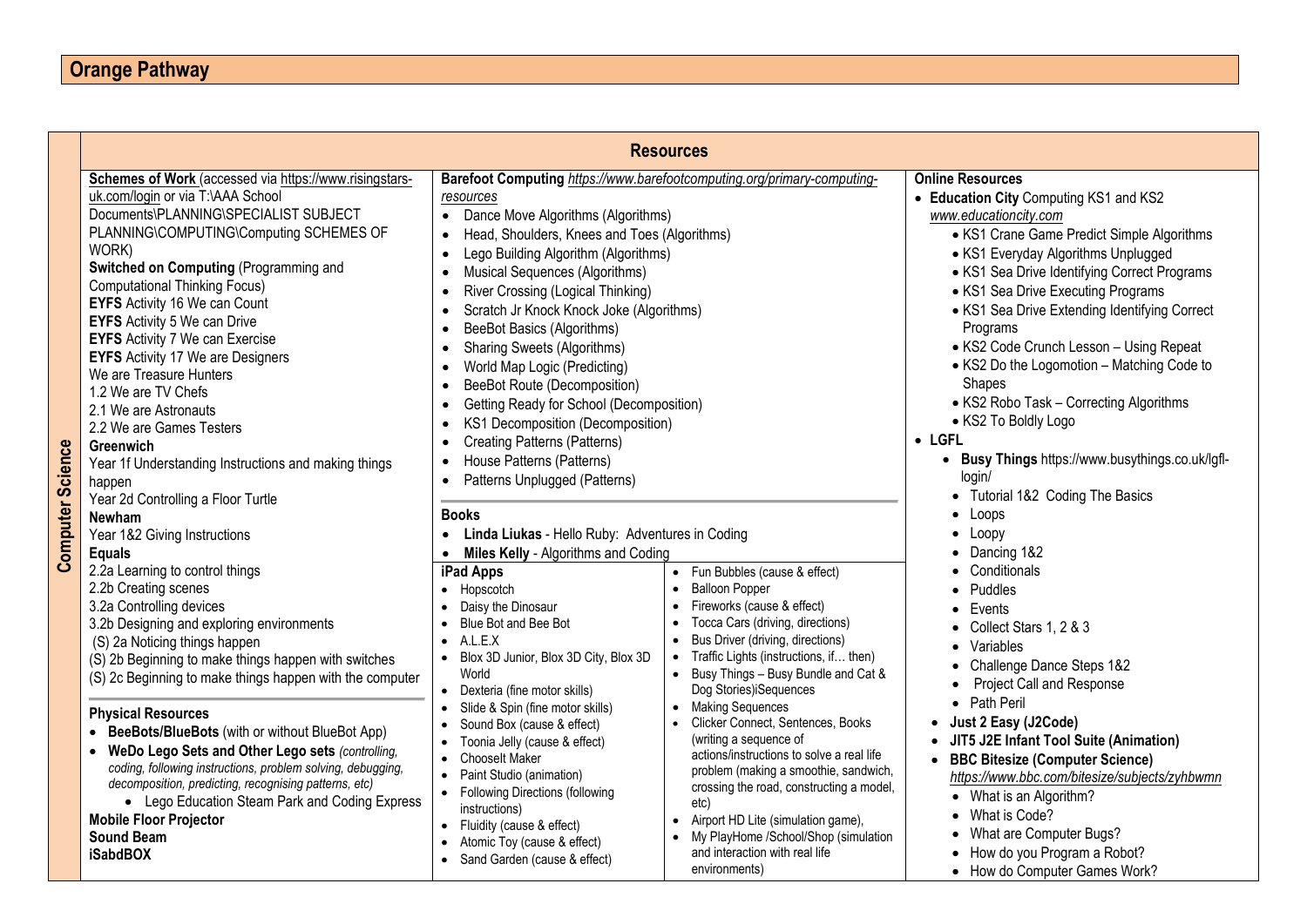## Orange Pathway

**Computer Science**

### Resources

**Schemes of Work** (accessed via https://www.risingstars-uk.com/login or via T:\AAA School Documents\PLANNING\SPECIALIST SUBJECT PLANNING\COMPUTING\Computing SCHEMES OF WORK)

**Switched on Computing** (Programming and Computational Thinking Focus)
**EYFS** Activity 16 We can Count
**EYFS** Activity 5 We can Drive
**EYFS** Activity 7 We can Exercise
**EYFS** Activity 17 We are Designers
We are Treasure Hunters
1.2 We are TV Chefs
2.1 We are Astronauts
2.2 We are Games Testers

**Greenwich**
Year 1f Understanding Instructions and making things happen
Year 2d Controlling a Floor Turtle

**Newham**
Year 1&2 Giving Instructions

**Equals**
2.2a Learning to control things
2.2b Creating scenes
3.2a Controlling devices
3.2b Designing and exploring environments
(S) 2a Noticing things happen
(S) 2b Beginning to make things happen with switches
(S) 2c Beginning to make things happen with the computer

**Physical Resources**
- **BeeBots/BlueBots** (with or without BlueBot App)
- **WeDo Lego Sets and Other Lego sets** *(controlling, coding, following instructions, problem solving, debugging, decomposition, predicting, recognising patterns, etc)*
  - Lego Education Steam Park and Coding Express

**Mobile Floor Projector**
**Sound Beam**
**iSabdBOX**

**Barefoot Computing** *https://www.barefootcomputing.org/primary-computing-resources*
- Dance Move Algorithms (Algorithms)
- Head, Shoulders, Knees and Toes (Algorithms)
- Lego Building Algorithm (Algorithms)
- Musical Sequences (Algorithms)
- River Crossing (Logical Thinking)
- Scratch Jr Knock Knock Joke (Algorithms)
- BeeBot Basics (Algorithms)
- Sharing Sweets (Algorithms)
- World Map Logic (Predicting)
- BeeBot Route (Decomposition)
- Getting Ready for School (Decomposition)
- KS1 Decomposition (Decomposition)
- Creating Patterns (Patterns)
- House Patterns (Patterns)
- Patterns Unplugged (Patterns)

**Books**
- **Linda Liukas** - Hello Ruby: Adventures in Coding
- **Miles Kelly** - Algorithms and Coding

**iPad Apps**
- Hopscotch
- Daisy the Dinosaur
- Blue Bot and Bee Bot
- A.L.E.X
- Blox 3D Junior, Blox 3D City, Blox 3D World
- Dexteria (fine motor skills)
- Slide & Spin (fine motor skills)
- Sound Box (cause & effect)
- Toonia Jelly (cause & effect)
- ChooseIt Maker
- Paint Studio (animation)
- Following Directions (following instructions)
- Fluidity (cause & effect)
- Atomic Toy (cause & effect)
- Sand Garden (cause & effect)
- Fun Bubbles (cause & effect)
- Balloon Popper
- Fireworks (cause & effect)
- Tocca Cars (driving, directions)
- Bus Driver (driving, directions)
- Traffic Lights (instructions, if… then)
- Busy Things – Busy Bundle and Cat & Dog Stories)iSequences
- Making Sequences
- Clicker Connect, Sentences, Books (writing a sequence of actions/instructions to solve a real life problem (making a smoothie, sandwich, crossing the road, constructing a model, etc)
- Airport HD Lite (simulation game),
- My PlayHome /School/Shop (simulation and interaction with real life environments)

**Online Resources**
- **Education City** Computing KS1 and KS2 *www.educationcity.com*
  - KS1 Crane Game Predict Simple Algorithms
  - KS1 Everyday Algorithms Unplugged
  - KS1 Sea Drive Identifying Correct Programs
  - KS1 Sea Drive Executing Programs
  - KS1 Sea Drive Extending Identifying Correct Programs
  - KS2 Code Crunch Lesson – Using Repeat
  - KS2 Do the Logomotion – Matching Code to Shapes
  - KS2 Robo Task – Correcting Algorithms
  - KS2 To Boldly Logo
- **LGFL**
  - **Busy Things** https://www.busythings.co.uk/lgfl-login/
  - Tutorial 1&2 Coding The Basics
  - Loops
  - Loopy
  - Dancing 1&2
  - Conditionals
  - Puddles
  - Events
  - Collect Stars 1, 2 & 3
  - Variables
  - Challenge Dance Steps 1&2
  - Project Call and Response
  - Path Peril
- **Just 2 Easy (J2Code)**
- **JIT5 J2E Infant Tool Suite (Animation)**
- **BBC Bitesize (Computer Science)** *https://www.bbc.com/bitesize/subjects/zyhbwmn*
  - What is an Algorithm?
  - What is Code?
  - What are Computer Bugs?
  - How do you Program a Robot?
  - How do Computer Games Work?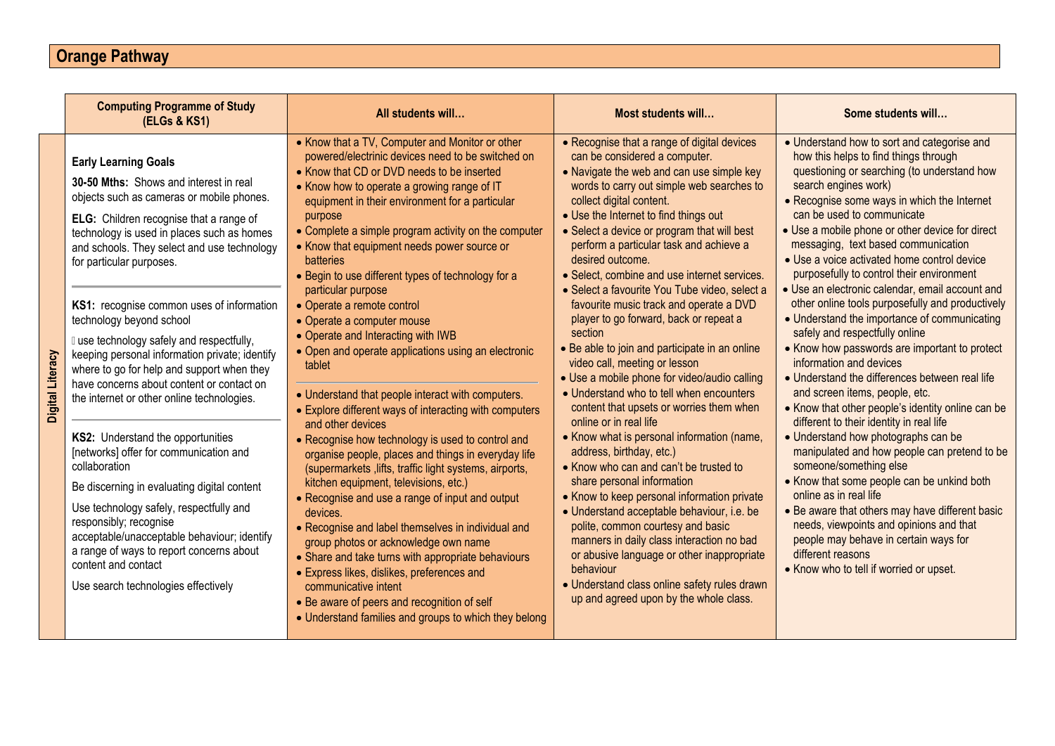## Orange Pathway

| | Computing Programme of Study (ELGs & KS1) | All students will… | Most students will… | Some students will… |
|---|---|---|---|---|
| **Digital Literacy** | **Early Learning Goals**<br><br>**30-50 Mths:** Shows and interest in real objects such as cameras or mobile phones.<br><br>**ELG:** Children recognise that a range of technology is used in places such as homes and schools. They select and use technology for particular purposes.<br><br>---<br><br>**KS1:** recognise common uses of information technology beyond school<br><br> use technology safely and respectfully, keeping personal information private; identify where to go for help and support when they have concerns about content or contact on the internet or other online technologies.<br><br>---<br><br>**KS2:** Understand the opportunities [networks] offer for communication and collaboration<br><br>Be discerning in evaluating digital content<br><br>Use technology safely, respectfully and responsibly; recognise acceptable/unacceptable behaviour; identify a range of ways to report concerns about content and contact<br><br>Use search technologies effectively | • Know that a TV, Computer and Monitor or other powered/electrinic devices need to be switched on<br>• Know that CD or DVD needs to be inserted<br>• Know how to operate a growing range of IT equipment in their environment for a particular purpose<br>• Complete a simple program activity on the computer<br>• Know that equipment needs power source or batteries<br>• Begin to use different types of technology for a particular purpose<br>• Operate a remote control<br>• Operate a computer mouse<br>• Operate and Interacting with IWB<br>• Open and operate applications using an electronic tablet<br><br>---<br><br>• Understand that people interact with computers.<br>• Explore different ways of interacting with computers and other devices<br>• Recognise how technology is used to control and organise people, places and things in everyday life (supermarkets ,lifts, traffic light systems, airports, kitchen equipment, televisions, etc.)<br>• Recognise and use a range of input and output devices.<br>• Recognise and label themselves in individual and group photos or acknowledge own name<br>• Share and take turns with appropriate behaviours<br>• Express likes, dislikes, preferences and communicative intent<br>• Be aware of peers and recognition of self<br>• Understand families and groups to which they belong | • Recognise that a range of digital devices can be considered a computer.<br>• Navigate the web and can use simple key words to carry out simple web searches to collect digital content.<br>• Use the Internet to find things out<br>• Select a device or program that will best perform a particular task and achieve a desired outcome.<br>• Select, combine and use internet services.<br>• Select a favourite You Tube video, select a favourite music track and operate a DVD player to go forward, back or repeat a section<br>• Be able to join and participate in an online video call, meeting or lesson<br>• Use a mobile phone for video/audio calling<br>• Understand who to tell when encounters content that upsets or worries them when online or in real life<br>• Know what is personal information (name, address, birthday, etc.)<br>• Know who can and can't be trusted to share personal information<br>• Know to keep personal information private<br>• Understand acceptable behaviour, i.e. be polite, common courtesy and basic manners in daily class interaction no bad or abusive language or other inappropriate behaviour<br>• Understand class online safety rules drawn up and agreed upon by the whole class. | • Understand how to sort and categorise and how this helps to find things through questioning or searching (to understand how search engines work)<br>• Recognise some ways in which the Internet can be used to communicate<br>• Use a mobile phone or other device for direct messaging, text based communication<br>• Use a voice activated home control device purposefully to control their environment<br>• Use an electronic calendar, email account and other online tools purposefully and productively<br>• Understand the importance of communicating safely and respectfully online<br>• Know how passwords are important to protect information and devices<br>• Understand the differences between real life and screen items, people, etc.<br>• Know that other people's identity online can be different to their identity in real life<br>• Understand how photographs can be manipulated and how people can pretend to be someone/something else<br>• Know that some people can be unkind both online as in real life<br>• Be aware that others may have different basic needs, viewpoints and opinions and that people may behave in certain ways for different reasons<br>• Know who to tell if worried or upset. |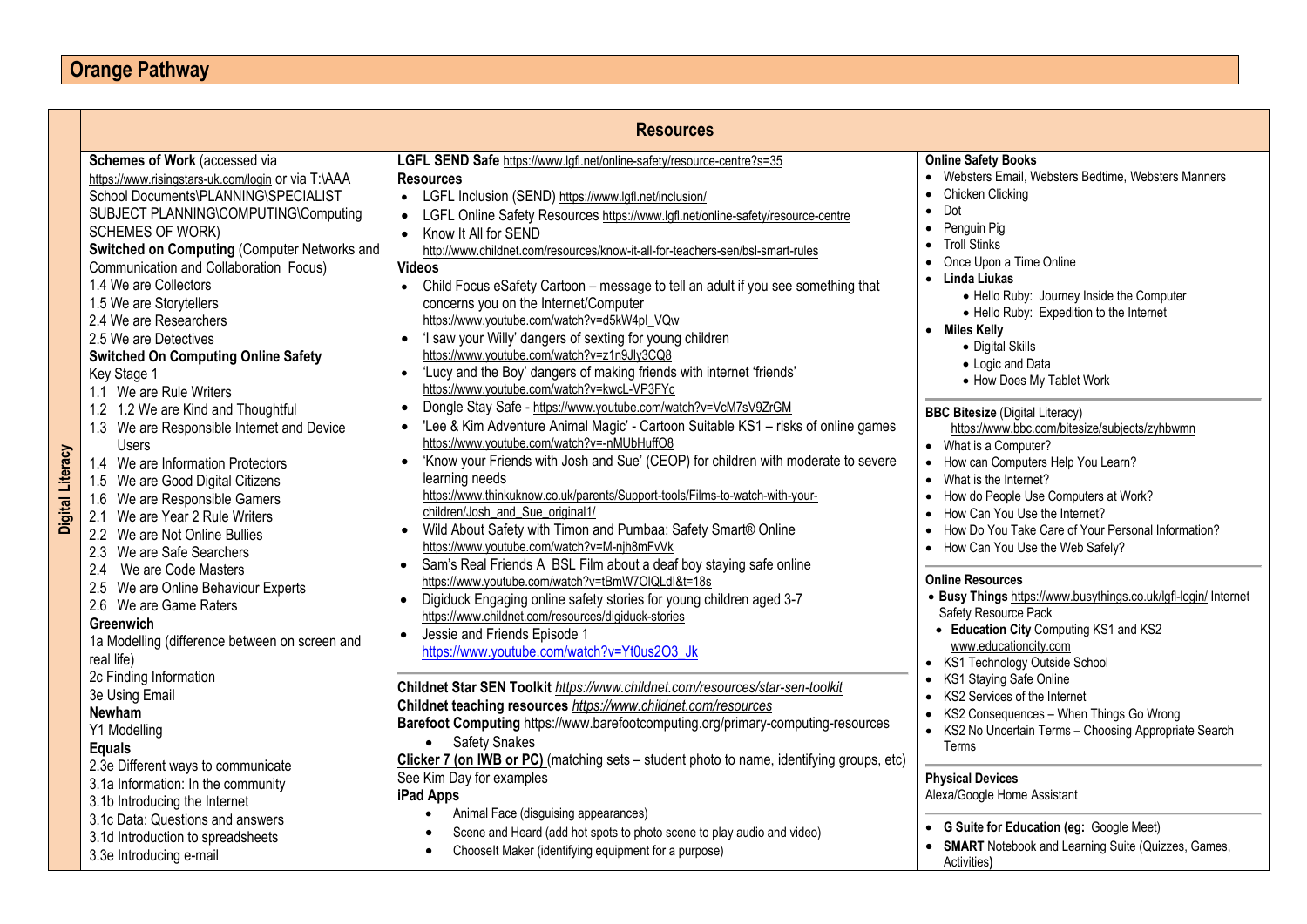## Orange Pathway

### Resources

**Digital Literacy**

**Schemes of Work** (accessed via https://www.risingstars-uk.com/login or via T:\AAA School Documents\PLANNING\SPECIALIST SUBJECT PLANNING\COMPUTING\Computing SCHEMES OF WORK)

**Switched on Computing** (Computer Networks and Communication and Collaboration Focus)

1.4 We are Collectors
1.5 We are Storytellers
2.4 We are Researchers
2.5 We are Detectives

**Switched On Computing Online Safety**

Key Stage 1

1.1 We are Rule Writers
1.2 1.2 We are Kind and Thoughtful
1.3 We are Responsible Internet and Device Users
1.4 We are Information Protectors
1.5 We are Good Digital Citizens
1.6 We are Responsible Gamers
2.1 We are Year 2 Rule Writers
2.2 We are Not Online Bullies
2.3 We are Safe Searchers
2.4 We are Code Masters
2.5 We are Online Behaviour Experts
2.6 We are Game Raters

**Greenwich**

1a Modelling (difference between on screen and real life)
2c Finding Information
3e Using Email

**Newham**

Y1 Modelling

**Equals**

2.3e Different ways to communicate
3.1a Information: In the community
3.1b Introducing the Internet
3.1c Data: Questions and answers
3.1d Introduction to spreadsheets
3.3e Introducing e-mail

**LGFL SEND Safe** https://www.lgfl.net/online-safety/resource-centre?s=35

**Resources**

- LGFL Inclusion (SEND) https://www.lgfl.net/inclusion/
- LGFL Online Safety Resources https://www.lgfl.net/online-safety/resource-centre
- Know It All for SEND http://www.childnet.com/resources/know-it-all-for-teachers-sen/bsl-smart-rules

**Videos**

- Child Focus eSafety Cartoon – message to tell an adult if you see something that concerns you on the Internet/Computer https://www.youtube.com/watch?v=d5kW4pI_VQw
- 'I saw your Willy' dangers of sexting for young children https://www.youtube.com/watch?v=z1n9Jly3CQ8
- 'Lucy and the Boy' dangers of making friends with internet 'friends' https://www.youtube.com/watch?v=kwcL-VP3FYc
- Dongle Stay Safe - https://www.youtube.com/watch?v=VcM7sV9ZrGM
- 'Lee & Kim Adventure Animal Magic' - Cartoon Suitable KS1 – risks of online games https://www.youtube.com/watch?v=-nMUbHuffO8
- 'Know your Friends with Josh and Sue' (CEOP) for children with moderate to severe learning needs https://www.thinkuknow.co.uk/parents/Support-tools/Films-to-watch-with-your-children/Josh_and_Sue_original1/
- Wild About Safety with Timon and Pumbaa: Safety Smart® Online https://www.youtube.com/watch?v=M-njh8mFvVk
- Sam's Real Friends A BSL Film about a deaf boy staying safe online https://www.youtube.com/watch?v=tBmW7OlQLdI&t=18s
- Digiduck Engaging online safety stories for young children aged 3-7 https://www.childnet.com/resources/digiduck-stories
- Jessie and Friends Episode 1 https://www.youtube.com/watch?v=Yt0us2O3_Jk

**Childnet Star SEN Toolkit** *https://www.childnet.com/resources/star-sen-toolkit*

**Childnet teaching resources** *https://www.childnet.com/resources*

**Barefoot Computing** https://www.barefootcomputing.org/primary-computing-resources

- Safety Snakes

**Clicker 7 (on IWB or PC)** (matching sets – student photo to name, identifying groups, etc)

See Kim Day for examples

**iPad Apps**

- Animal Face (disguising appearances)
- Scene and Heard (add hot spots to photo scene to play audio and video)
- ChooseIt Maker (identifying equipment for a purpose)

**Online Safety Books**

- Websters Email, Websters Bedtime, Websters Manners
- Chicken Clicking
- Dot
- Penguin Pig
- Troll Stinks
- Once Upon a Time Online
- **Linda Liukas**
  - Hello Ruby: Journey Inside the Computer
  - Hello Ruby: Expedition to the Internet
- **Miles Kelly**
  - Digital Skills
  - Logic and Data
  - How Does My Tablet Work

**BBC Bitesize** (Digital Literacy) https://www.bbc.com/bitesize/subjects/zyhbwmn

- What is a Computer?
- How can Computers Help You Learn?
- What is the Internet?
- How do People Use Computers at Work?
- How Can You Use the Internet?
- How Do You Take Care of Your Personal Information?
- How Can You Use the Web Safely?

**Online Resources**

- **Busy Things** https://www.busythings.co.uk/lgfl-login/ Internet Safety Resource Pack
- **Education City** Computing KS1 and KS2 www.educationcity.com
- KS1 Technology Outside School
- KS1 Staying Safe Online
- KS2 Services of the Internet
- KS2 Consequences – When Things Go Wrong
- KS2 No Uncertain Terms – Choosing Appropriate Search Terms

**Physical Devices**

Alexa/Google Home Assistant

- **G Suite for Education (eg:** Google Meet)
- **SMART** Notebook and Learning Suite (Quizzes, Games, Activities**)**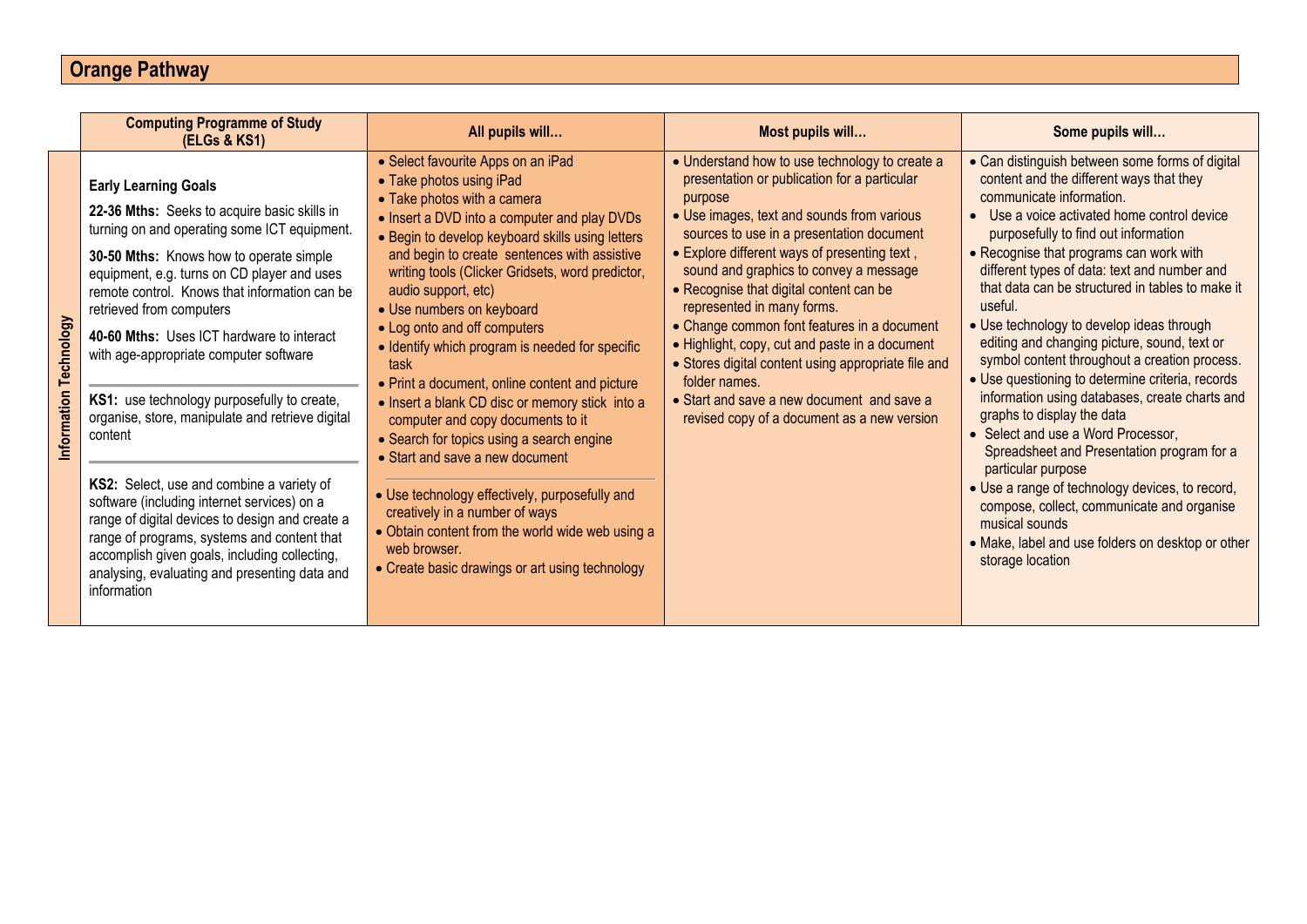## Orange Pathway

| | Computing Programme of Study (ELGs & KS1) | All pupils will… | Most pupils will… | Some pupils will… |
|---|---|---|---|---|
| **Information Technology** | **Early Learning Goals**<br><br>**22-36 Mths:** Seeks to acquire basic skills in turning on and operating some ICT equipment.<br><br>**30-50 Mths:** Knows how to operate simple equipment, e.g. turns on CD player and uses remote control. Knows that information can be retrieved from computers<br><br>**40-60 Mths:** Uses ICT hardware to interact with age-appropriate computer software<br><br>**KS1:** use technology purposefully to create, organise, store, manipulate and retrieve digital content<br><br>**KS2:** Select, use and combine a variety of software (including internet services) on a range of digital devices to design and create a range of programs, systems and content that accomplish given goals, including collecting, analysing, evaluating and presenting data and information | • Select favourite Apps on an iPad<br>• Take photos using iPad<br>• Take photos with a camera<br>• Insert a DVD into a computer and play DVDs<br>• Begin to develop keyboard skills using letters and begin to create sentences with assistive writing tools (Clicker Gridsets, word predictor, audio support, etc)<br>• Use numbers on keyboard<br>• Log onto and off computers<br>• Identify which program is needed for specific task<br>• Print a document, online content and picture<br>• Insert a blank CD disc or memory stick into a computer and copy documents to it<br>• Search for topics using a search engine<br>• Start and save a new document<br><br>• Use technology effectively, purposefully and creatively in a number of ways<br>• Obtain content from the world wide web using a web browser.<br>• Create basic drawings or art using technology | • Understand how to use technology to create a presentation or publication for a particular purpose<br>• Use images, text and sounds from various sources to use in a presentation document<br>• Explore different ways of presenting text , sound and graphics to convey a message<br>• Recognise that digital content can be represented in many forms.<br>• Change common font features in a document<br>• Highlight, copy, cut and paste in a document<br>• Stores digital content using appropriate file and folder names.<br>• Start and save a new document and save a revised copy of a document as a new version | • Can distinguish between some forms of digital content and the different ways that they communicate information.<br>• Use a voice activated home control device purposefully to find out information<br>• Recognise that programs can work with different types of data: text and number and that data can be structured in tables to make it useful.<br>• Use technology to develop ideas through editing and changing picture, sound, text or symbol content throughout a creation process.<br>• Use questioning to determine criteria, records information using databases, create charts and graphs to display the data<br>• Select and use a Word Processor, Spreadsheet and Presentation program for a particular purpose<br>• Use a range of technology devices, to record, compose, collect, communicate and organise musical sounds<br>• Make, label and use folders on desktop or other storage location |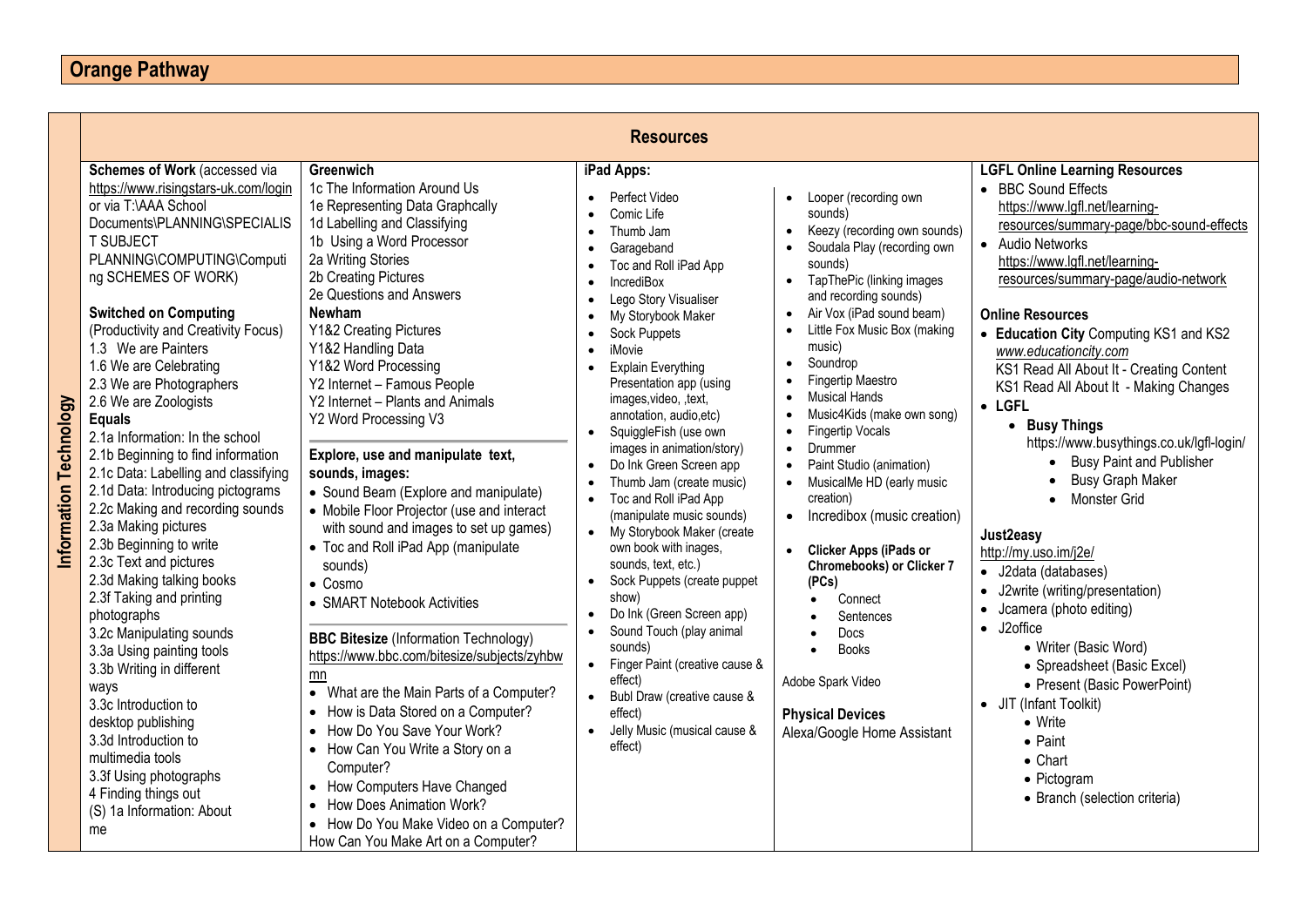# Orange Pathway

## Information Technology

### Resources

**Schemes of Work** (accessed via https://www.risingstars-uk.com/login or via T:\AAA School Documents\PLANNING\SPECIALIST SUBJECT PLANNING\COMPUTING\Computing SCHEMES OF WORK)

**Switched on Computing**
(Productivity and Creativity Focus)
1.3 We are Painters
1.6 We are Celebrating
2.3 We are Photographers
2.6 We are Zoologists

**Equals**
2.1a Information: In the school
2.1b Beginning to find information
2.1c Data: Labelling and classifying
2.1d Data: Introducing pictograms
2.2c Making and recording sounds
2.3a Making pictures
2.3b Beginning to write
2.3c Text and pictures
2.3d Making talking books
2.3f Taking and printing photographs
3.2c Manipulating sounds
3.3a Using painting tools
3.3b Writing in different ways
3.3c Introduction to desktop publishing
3.3d Introduction to multimedia tools
3.3f Using photographs
4 Finding things out
(S) 1a Information: About me

**Greenwich**
1c The Information Around Us
1e Representing Data Graphcally
1d Labelling and Classifying
1b Using a Word Processor
2a Writing Stories
2b Creating Pictures
2e Questions and Answers

**Newham**
Y1&2 Creating Pictures
Y1&2 Handling Data
Y1&2 Word Processing
Y2 Internet – Famous People
Y2 Internet – Plants and Animals
Y2 Word Processing V3

**Explore, use and manipulate text, sounds, images:**
- Sound Beam (Explore and manipulate)
- Mobile Floor Projector (use and interact with sound and images to set up games)
- Toc and Roll iPad App (manipulate sounds)
- Cosmo
- SMART Notebook Activities

**BBC Bitesize** (Information Technology)
https://www.bbc.com/bitesize/subjects/zyhbwmn
- What are the Main Parts of a Computer?
- How is Data Stored on a Computer?
- How Do You Save Your Work?
- How Can You Write a Story on a Computer?
- How Computers Have Changed
- How Does Animation Work?
- How Do You Make Video on a Computer?

How Can You Make Art on a Computer?

**iPad Apps:**
- Perfect Video
- Comic Life
- Thumb Jam
- Garageband
- Toc and Roll iPad App
- IncrediBox
- Lego Story Visualiser
- My Storybook Maker
- Sock Puppets
- iMovie
- Explain Everything Presentation app (using images,video, ,text, annotation, audio,etc)
- SquiggleFish (use own images in animation/story)
- Do Ink Green Screen app
- Thumb Jam (create music)
- Toc and Roll iPad App (manipulate music sounds)
- My Storybook Maker (create own book with images, sounds, text, etc.)
- Sock Puppets (create puppet show)
- Do Ink (Green Screen app)
- Sound Touch (play animal sounds)
- Finger Paint (creative cause & effect)
- Bubl Draw (creative cause & effect)
- Jelly Music (musical cause & effect)
- Looper (recording own sounds)
- Keezy (recording own sounds)
- Soudala Play (recording own sounds)
- TapThePic (linking images and recording sounds)
- Air Vox (iPad sound beam)
- Little Fox Music Box (making music)
- Soundrop
- Fingertip Maestro
- Musical Hands
- Music4Kids (make own song)
- Fingertip Vocals
- Drummer
- Paint Studio (animation)
- MusicalMe HD (early music creation)
- Incredibox (music creation)
- **Clicker Apps (iPads or Chromebooks) or Clicker 7 (PCs)**
  - Connect
  - Sentences
  - Docs
  - Books

Adobe Spark Video

**Physical Devices**
Alexa/Google Home Assistant

**LGFL Online Learning Resources**
- BBC Sound Effects https://www.lgfl.net/learning-resources/summary-page/bbc-sound-effects
- Audio Networks https://www.lgfl.net/learning-resources/summary-page/audio-network

**Online Resources**
- **Education City** Computing KS1 and KS2 *www.educationcity.com*
  KS1 Read All About It - Creating Content
  KS1 Read All About It - Making Changes
- **LGFL**
  - **Busy Things**
    https://www.busythings.co.uk/lgfl-login/
    - Busy Paint and Publisher
    - Busy Graph Maker
    - Monster Grid

**Just2easy**
http://my.uso.im/j2e/
- J2data (databases)
- J2write (writing/presentation)
- Jcamera (photo editing)
- J2office
  - Writer (Basic Word)
  - Spreadsheet (Basic Excel)
  - Present (Basic PowerPoint)
- JIT (Infant Toolkit)
  - Write
  - Paint
  - Chart
  - Pictogram
  - Branch (selection criteria)